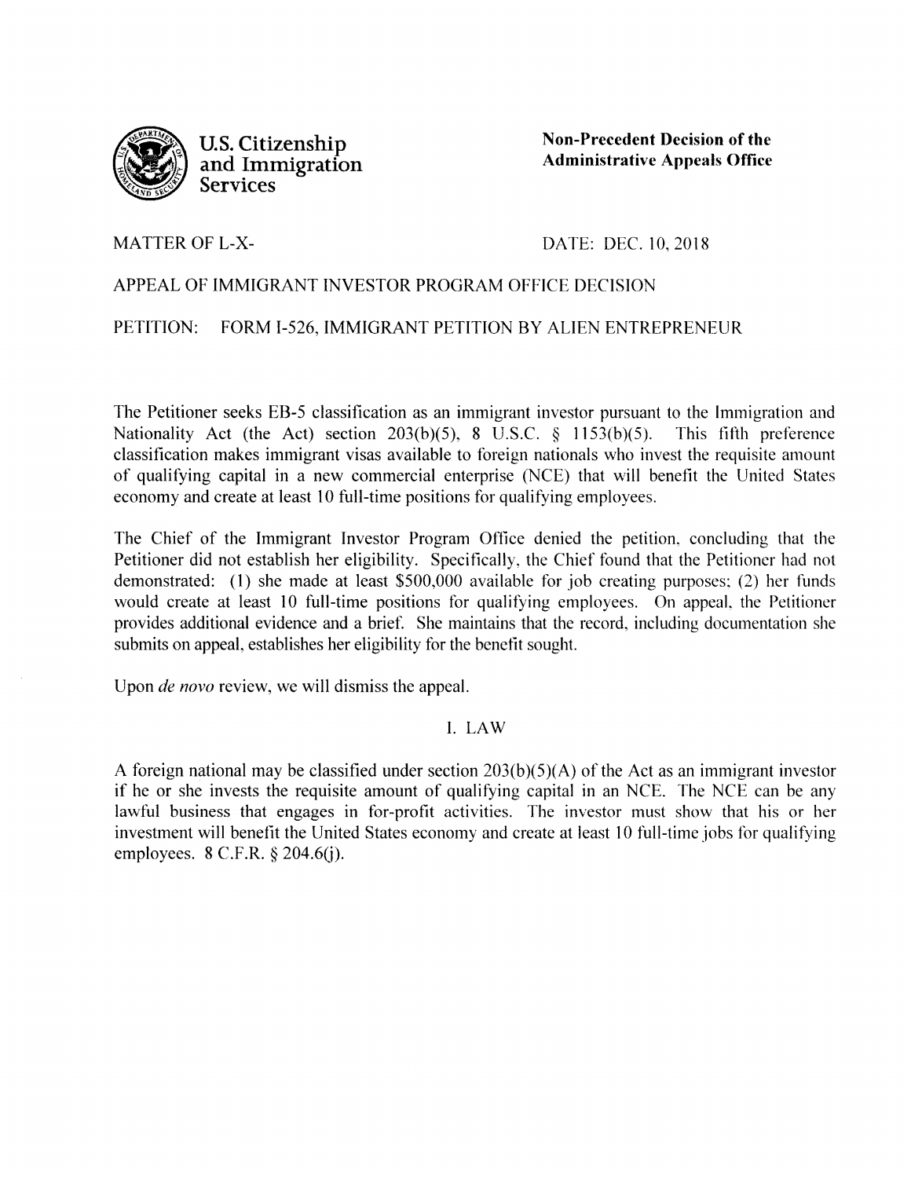U.S. Citizenship and Immigration Services

**Non-Precedent Decision of the Administrative Appeals Office**

MATTER OF L-X-

DATE: DEC. 10, 2018

APPEAL OF IMMIGRANT INVESTOR PROGRAM OFFICE DECISION

PETITION: FORM I-526, IMMIGRANT PETITION BY ALIEN ENTREPRENEUR

The Petitioner seeks EB-5 classification as an immigrant investor pursuant to the Immigration and Nationality Act (the Act) section 203(b)(5), 8 U.S.C. § 1153(b)(5). This fifth preference classification makes immigrant visas available to foreign nationals who invest the requisite amount of qualifying capital in a new commercial enterprise (NCE) that will benefit the United States economy and create at least 10 full-time positions for qualifying employees.

The Chief of the Immigrant Investor Program Office denied the petition, concluding that the Petitioner did not establish her eligibility. Specifically, the Chief found that the Petitioner had not demonstrated: (1) she made at least $500,000 available for job creating purposes; (2) her funds would create at least 10 full-time positions for qualifying employees. On appeal, the Petitioner provides additional evidence and a brief. She maintains that the record, including documentation she submits on appeal, establishes her eligibility for the benefit sought.

Upon *de novo* review, we will dismiss the appeal.

## I. LAW

A foreign national may be classified under section 203(b)(5)(A) of the Act as an immigrant investor if he or she invests the requisite amount of qualifying capital in an NCE. The NCE can be any lawful business that engages in for-profit activities. The investor must show that his or her investment will benefit the United States economy and create at least 10 full-time jobs for qualifying employees. 8 C.F.R. § 204.6(j).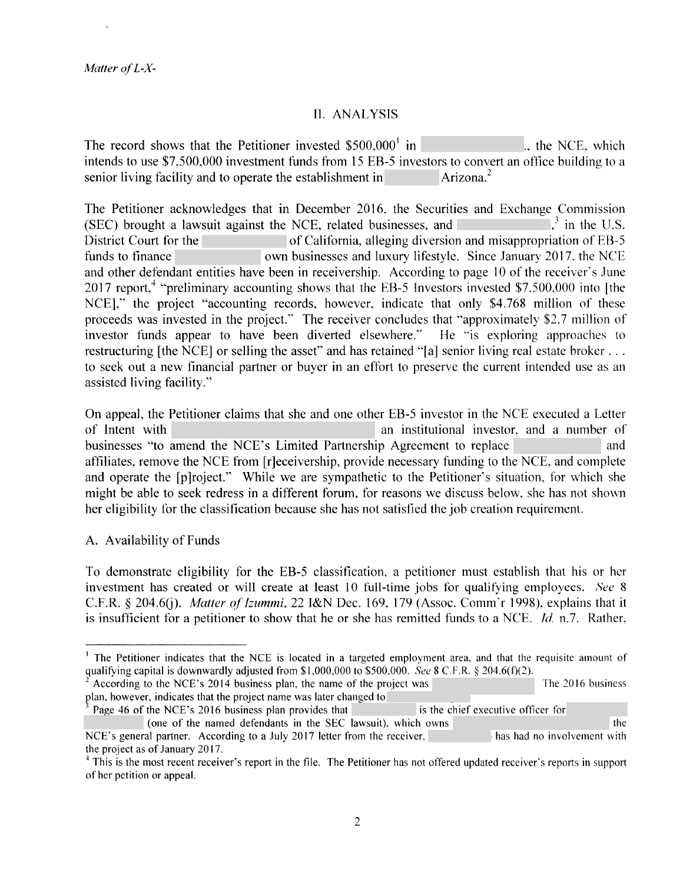*Matter of L-X-*

## II. ANALYSIS

The record shows that the Petitioner invested $500,000[1] in ., the NCE, which intends to use $7,500,000 investment funds from 15 EB-5 investors to convert an office building to a senior living facility and to operate the establishment in Arizona.[2]

The Petitioner acknowledges that in December 2016, the Securities and Exchange Commission (SEC) brought a lawsuit against the NCE, related businesses, and ,[3] in the U.S. District Court for the of California, alleging diversion and misappropriation of EB-5 funds to finance own businesses and luxury lifestyle. Since January 2017, the NCE and other defendant entities have been in receivership. According to page 10 of the receiver's June 2017 report,[4] "preliminary accounting shows that the EB-5 Investors invested $7,500,000 into [the NCE]," the project "accounting records, however, indicate that only $4.768 million of these proceeds was invested in the project." The receiver concludes that "approximately $2.7 million of investor funds appear to have been diverted elsewhere." He "is exploring approaches to restructuring [the NCE] or selling the asset" and has retained "[a] senior living real estate broker . . . to seek out a new financial partner or buyer in an effort to preserve the current intended use as an assisted living facility."

On appeal, the Petitioner claims that she and one other EB-5 investor in the NCE executed a Letter of Intent with an institutional investor, and a number of businesses "to amend the NCE's Limited Partnership Agreement to replace and affiliates, remove the NCE from [r]eceivership, provide necessary funding to the NCE, and complete and operate the [p]roject." While we are sympathetic to the Petitioner's situation, for which she might be able to seek redress in a different forum, for reasons we discuss below, she has not shown her eligibility for the classification because she has not satisfied the job creation requirement.

### A. Availability of Funds

To demonstrate eligibility for the EB-5 classification, a petitioner must establish that his or her investment has created or will create at least 10 full-time jobs for qualifying employees. *See* 8 C.F.R. § 204.6(j). *Matter of Izummi*, 22 I&N Dec. 169, 179 (Assoc. Comm'r 1998), explains that it is insufficient for a petitioner to show that he or she has remitted funds to a NCE. *Id.* n.7. Rather,

---

[1] The Petitioner indicates that the NCE is located in a targeted employment area, and that the requisite amount of qualifying capital is downwardly adjusted from $1,000,000 to $500,000. *See* 8 C.F.R. § 204.6(f)(2).

[2] According to the NCE's 2014 business plan, the name of the project was The 2016 business plan, however, indicates that the project name was later changed to

[3] Page 46 of the NCE's 2016 business plan provides that is the chief executive officer for (one of the named defendants in the SEC lawsuit), which owns the NCE's general partner. According to a July 2017 letter from the receiver, has had no involvement with the project as of January 2017.

[4] This is the most recent receiver's report in the file. The Petitioner has not offered updated receiver's reports in support of her petition or appeal.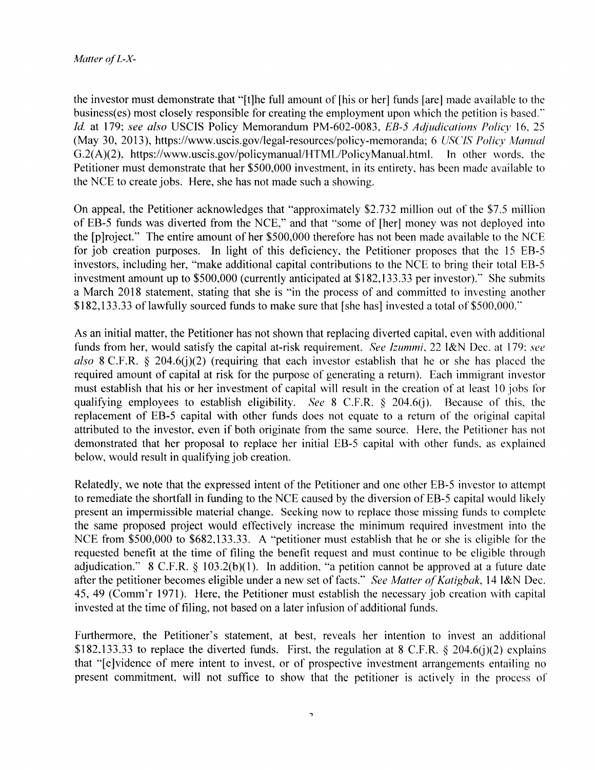the investor must demonstrate that "[t]he full amount of [his or her] funds [are] made available to the business(es) most closely responsible for creating the employment upon which the petition is based." *Id.* at 179; *see also* USCIS Policy Memorandum PM-602-0083, *EB-5 Adjudications Policy* 16, 25 (May 30, 2013), https://www.uscis.gov/legal-resources/policy-memoranda; 6 *USCIS Policy Manual* G.2(A)(2), https://www.uscis.gov/policymanual/HTML/PolicyManual.html. In other words, the Petitioner must demonstrate that her $500,000 investment, in its entirety, has been made available to the NCE to create jobs. Here, she has not made such a showing.

On appeal, the Petitioner acknowledges that "approximately $2.732 million out of the $7.5 million of EB-5 funds was diverted from the NCE," and that "some of [her] money was not deployed into the [p]roject." The entire amount of her $500,000 therefore has not been made available to the NCE for job creation purposes. In light of this deficiency, the Petitioner proposes that the 15 EB-5 investors, including her, "make additional capital contributions to the NCE to bring their total EB-5 investment amount up to $500,000 (currently anticipated at $182,133.33 per investor)." She submits a March 2018 statement, stating that she is "in the process of and committed to investing another $182,133.33 of lawfully sourced funds to make sure that [she has] invested a total of $500,000."

As an initial matter, the Petitioner has not shown that replacing diverted capital, even with additional funds from her, would satisfy the capital at-risk requirement. *See Izummi*, 22 I&N Dec. at 179; *see also* 8 C.F.R. § 204.6(j)(2) (requiring that each investor establish that he or she has placed the required amount of capital at risk for the purpose of generating a return). Each immigrant investor must establish that his or her investment of capital will result in the creation of at least 10 jobs for qualifying employees to establish eligibility. *See* 8 C.F.R. § 204.6(j). Because of this, the replacement of EB-5 capital with other funds does not equate to a return of the original capital attributed to the investor, even if both originate from the same source. Here, the Petitioner has not demonstrated that her proposal to replace her initial EB-5 capital with other funds, as explained below, would result in qualifying job creation.

Relatedly, we note that the expressed intent of the Petitioner and one other EB-5 investor to attempt to remediate the shortfall in funding to the NCE caused by the diversion of EB-5 capital would likely present an impermissible material change. Seeking now to replace those missing funds to complete the same proposed project would effectively increase the minimum required investment into the NCE from $500,000 to $682,133.33. A "petitioner must establish that he or she is eligible for the requested benefit at the time of filing the benefit request and must continue to be eligible through adjudication." 8 C.F.R. § 103.2(b)(1). In addition, "a petition cannot be approved at a future date after the petitioner becomes eligible under a new set of facts." *See Matter of Katigbak*, 14 I&N Dec. 45, 49 (Comm'r 1971). Here, the Petitioner must establish the necessary job creation with capital invested at the time of filing, not based on a later infusion of additional funds.

Furthermore, the Petitioner's statement, at best, reveals her intention to invest an additional $182,133.33 to replace the diverted funds. First, the regulation at 8 C.F.R. § 204.6(j)(2) explains that "[e]vidence of mere intent to invest, or of prospective investment arrangements entailing no present commitment, will not suffice to show that the petitioner is actively in the process of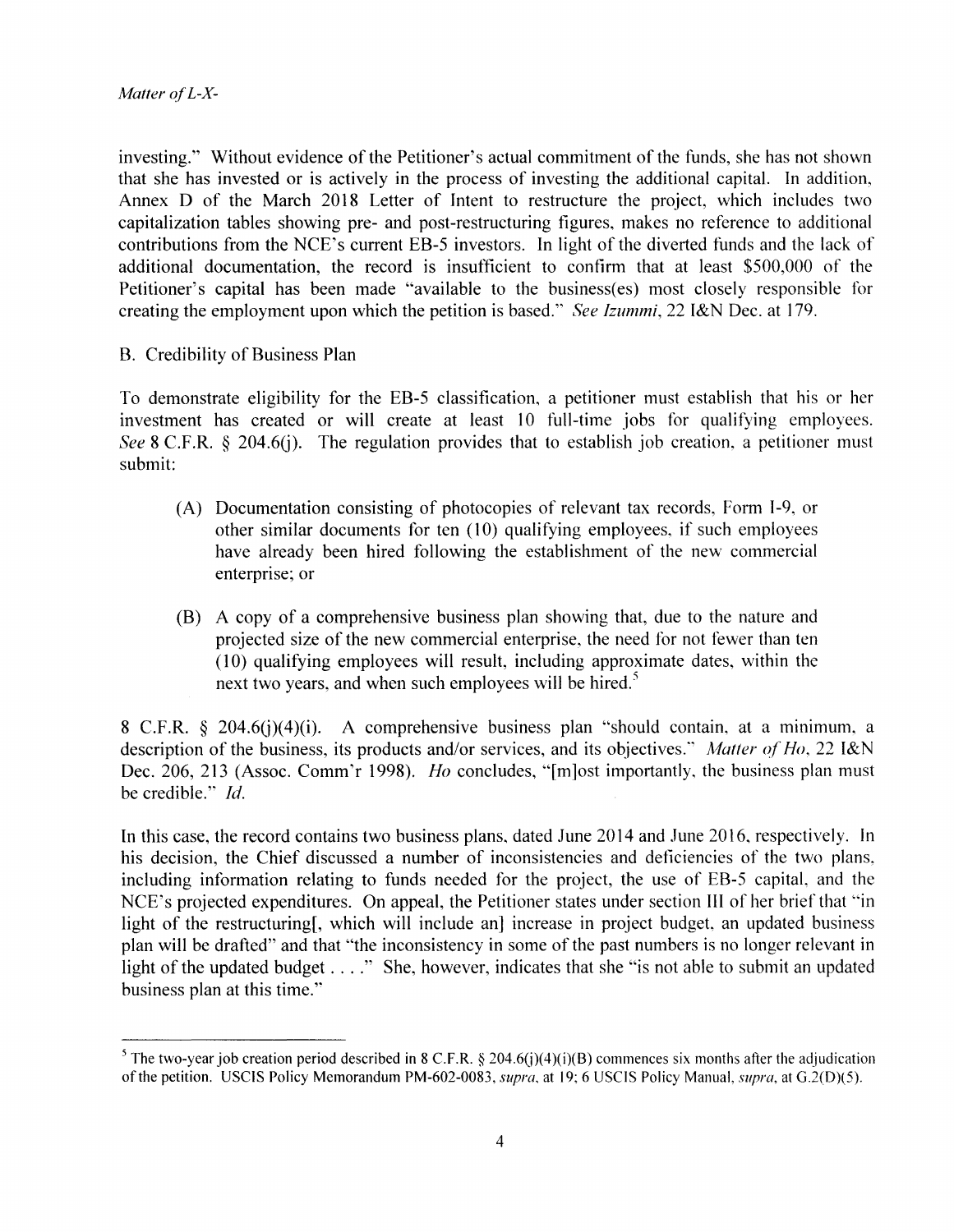investing." Without evidence of the Petitioner's actual commitment of the funds, she has not shown that she has invested or is actively in the process of investing the additional capital. In addition, Annex D of the March 2018 Letter of Intent to restructure the project, which includes two capitalization tables showing pre- and post-restructuring figures, makes no reference to additional contributions from the NCE's current EB-5 investors. In light of the diverted funds and the lack of additional documentation, the record is insufficient to confirm that at least \$500,000 of the Petitioner's capital has been made "available to the business(es) most closely responsible for creating the employment upon which the petition is based." *See Izummi*, 22 I&N Dec. at 179.

B. Credibility of Business Plan

To demonstrate eligibility for the EB-5 classification, a petitioner must establish that his or her investment has created or will create at least 10 full-time jobs for qualifying employees. *See* 8 C.F.R. § 204.6(j). The regulation provides that to establish job creation, a petitioner must submit:

> (A) Documentation consisting of photocopies of relevant tax records, Form I-9, or other similar documents for ten (10) qualifying employees, if such employees have already been hired following the establishment of the new commercial enterprise; or
>
> (B) A copy of a comprehensive business plan showing that, due to the nature and projected size of the new commercial enterprise, the need for not fewer than ten (10) qualifying employees will result, including approximate dates, within the next two years, and when such employees will be hired.[5]

8 C.F.R. § 204.6(j)(4)(i). A comprehensive business plan "should contain, at a minimum, a description of the business, its products and/or services, and its objectives." *Matter of Ho*, 22 I&N Dec. 206, 213 (Assoc. Comm'r 1998). *Ho* concludes, "[m]ost importantly, the business plan must be credible." *Id.*

In this case, the record contains two business plans, dated June 2014 and June 2016, respectively. In his decision, the Chief discussed a number of inconsistencies and deficiencies of the two plans, including information relating to funds needed for the project, the use of EB-5 capital, and the NCE's projected expenditures. On appeal, the Petitioner states under section III of her brief that "in light of the restructuring[, which will include an] increase in project budget, an updated business plan will be drafted" and that "the inconsistency in some of the past numbers is no longer relevant in light of the updated budget . . . ." She, however, indicates that she "is not able to submit an updated business plan at this time."

---

[5] The two-year job creation period described in 8 C.F.R. § 204.6(j)(4)(i)(B) commences six months after the adjudication of the petition. USCIS Policy Memorandum PM-602-0083, *supra*, at 19; 6 USCIS Policy Manual, *supra*, at G.2(D)(5).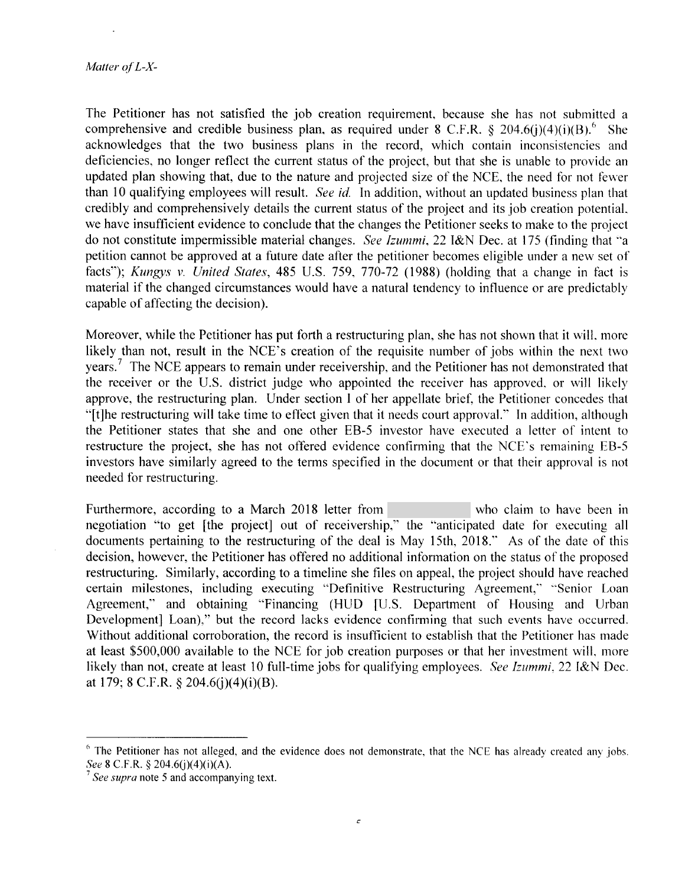The Petitioner has not satisfied the job creation requirement, because she has not submitted a comprehensive and credible business plan, as required under 8 C.F.R. § 204.6(j)(4)(i)(B).[6] She acknowledges that the two business plans in the record, which contain inconsistencies and deficiencies, no longer reflect the current status of the project, but that she is unable to provide an updated plan showing that, due to the nature and projected size of the NCE, the need for not fewer than 10 qualifying employees will result. *See id.* In addition, without an updated business plan that credibly and comprehensively details the current status of the project and its job creation potential, we have insufficient evidence to conclude that the changes the Petitioner seeks to make to the project do not constitute impermissible material changes. *See Izummi*, 22 I&N Dec. at 175 (finding that "a petition cannot be approved at a future date after the petitioner becomes eligible under a new set of facts"); *Kungys v. United States*, 485 U.S. 759, 770-72 (1988) (holding that a change in fact is material if the changed circumstances would have a natural tendency to influence or are predictably capable of affecting the decision).

Moreover, while the Petitioner has put forth a restructuring plan, she has not shown that it will, more likely than not, result in the NCE's creation of the requisite number of jobs within the next two years.[7] The NCE appears to remain under receivership, and the Petitioner has not demonstrated that the receiver or the U.S. district judge who appointed the receiver has approved, or will likely approve, the restructuring plan. Under section I of her appellate brief, the Petitioner concedes that "[t]he restructuring will take time to effect given that it needs court approval." In addition, although the Petitioner states that she and one other EB-5 investor have executed a letter of intent to restructure the project, she has not offered evidence confirming that the NCE's remaining EB-5 investors have similarly agreed to the terms specified in the document or that their approval is not needed for restructuring.

Furthermore, according to a March 2018 letter from [redacted] who claim to have been in negotiation "to get [the project] out of receivership," the "anticipated date for executing all documents pertaining to the restructuring of the deal is May 15th, 2018." As of the date of this decision, however, the Petitioner has offered no additional information on the status of the proposed restructuring. Similarly, according to a timeline she files on appeal, the project should have reached certain milestones, including executing "Definitive Restructuring Agreement," "Senior Loan Agreement," and obtaining "Financing (HUD [U.S. Department of Housing and Urban Development] Loan)," but the record lacks evidence confirming that such events have occurred. Without additional corroboration, the record is insufficient to establish that the Petitioner has made at least $500,000 available to the NCE for job creation purposes or that her investment will, more likely than not, create at least 10 full-time jobs for qualifying employees. *See Izummi*, 22 I&N Dec. at 179; 8 C.F.R. § 204.6(j)(4)(i)(B).

---

[6] The Petitioner has not alleged, and the evidence does not demonstrate, that the NCE has already created any jobs. *See* 8 C.F.R. § 204.6(j)(4)(i)(A).

[7] *See supra* note 5 and accompanying text.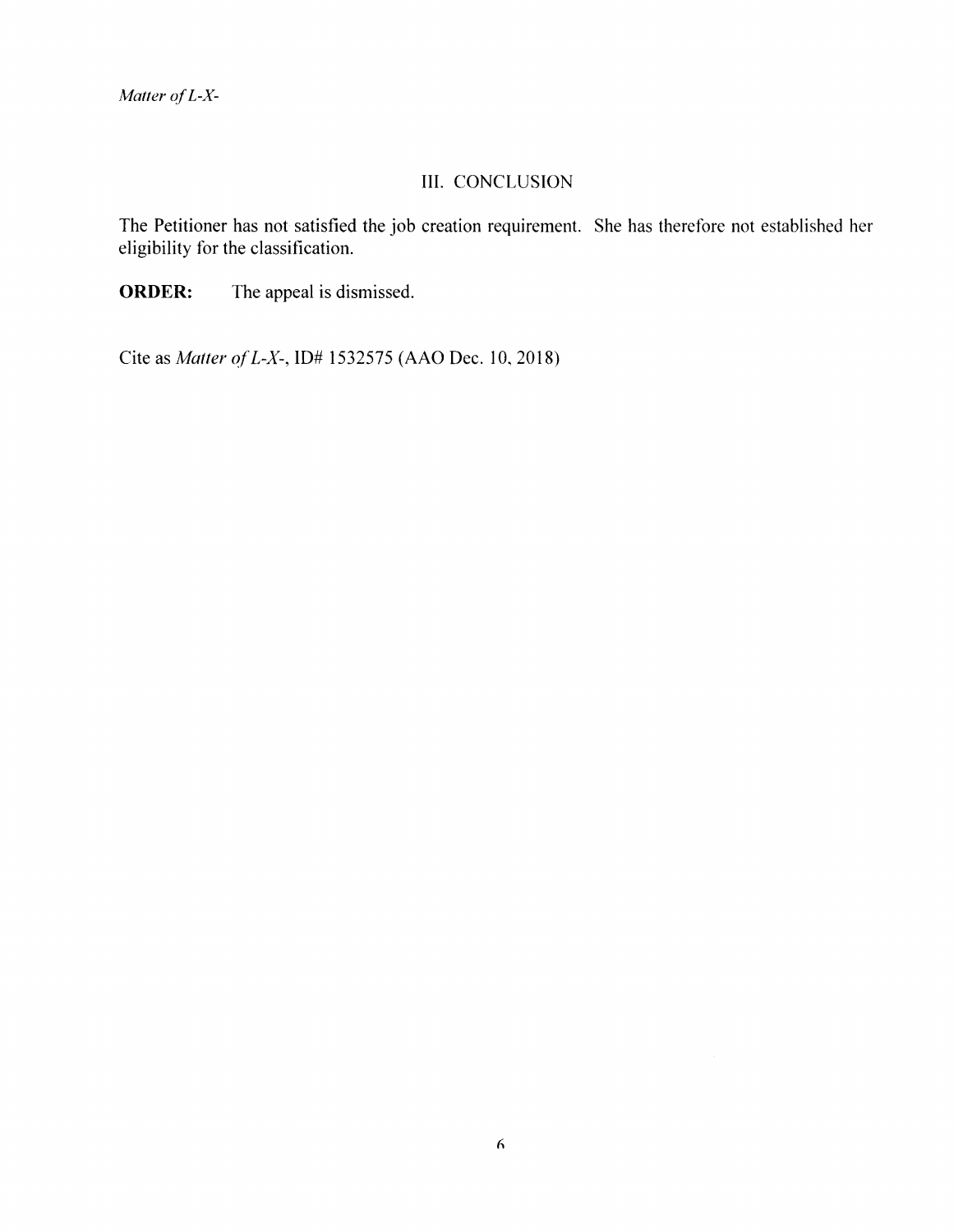## III. CONCLUSION

The Petitioner has not satisfied the job creation requirement. She has therefore not established her eligibility for the classification.

**ORDER:** The appeal is dismissed.

Cite as *Matter of L-X-*, ID# 1532575 (AAO Dec. 10, 2018)